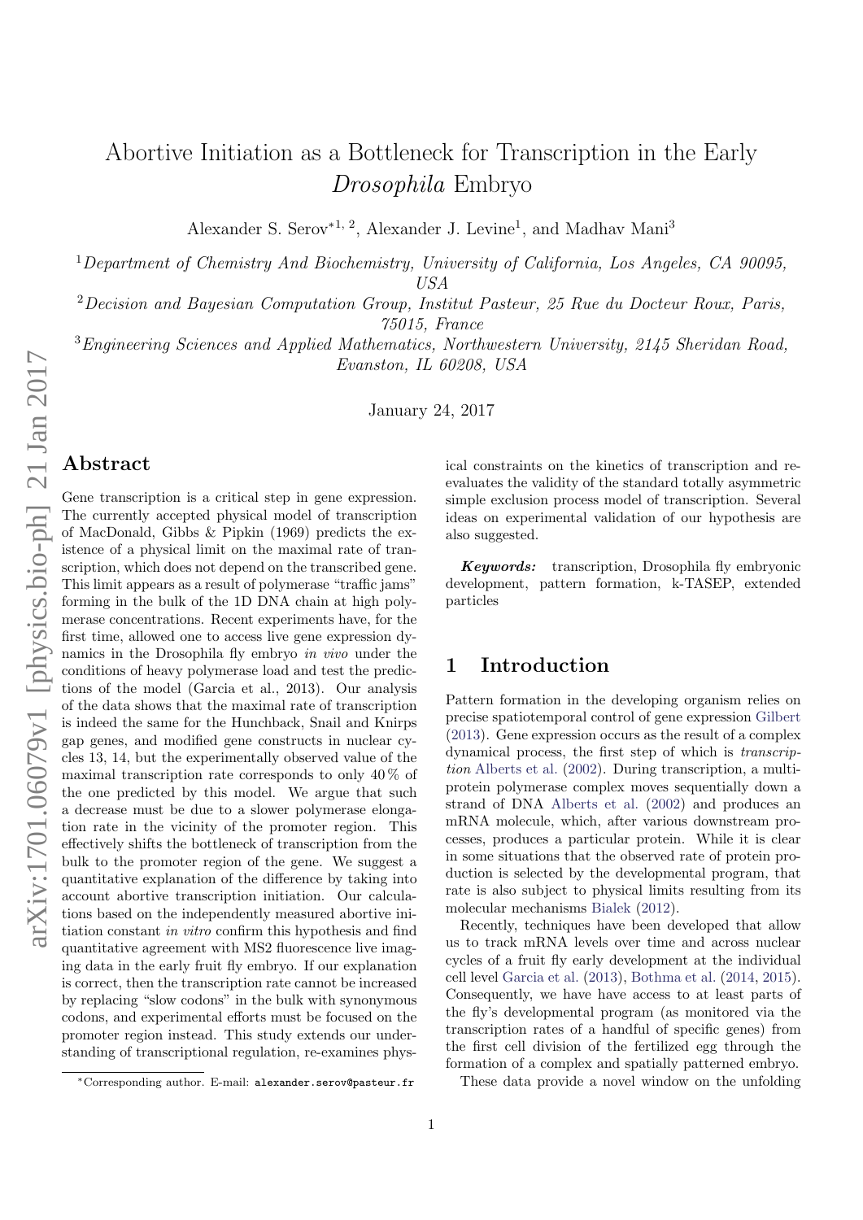# Abortive Initiation as a Bottleneck for Transcription in the Early *Drosophila* Embryo

Alexander S. Serov*[1, 2], Alexander J. Levine[1], and Madhav Mani[3]

[1] *Department of Chemistry And Biochemistry, University of California, Los Angeles, CA 90095, USA*

[2] *Decision and Bayesian Computation Group, Institut Pasteur, 25 Rue du Docteur Roux, Paris, 75015, France*

[3] *Engineering Sciences and Applied Mathematics, Northwestern University, 2145 Sheridan Road, Evanston, IL 60208, USA*

January 24, 2017

## Abstract

Gene transcription is a critical step in gene expression. The currently accepted physical model of transcription of MacDonald, Gibbs & Pipkin (1969) predicts the existence of a physical limit on the maximal rate of transcription, which does not depend on the transcribed gene. This limit appears as a result of polymerase "traffic jams" forming in the bulk of the 1D DNA chain at high polymerase concentrations. Recent experiments have, for the first time, allowed one to access live gene expression dynamics in the Drosophila fly embryo *in vivo* under the conditions of heavy polymerase load and test the predictions of the model (Garcia et al., 2013). Our analysis of the data shows that the maximal rate of transcription is indeed the same for the Hunchback, Snail and Knirps gap genes, and modified gene constructs in nuclear cycles 13, 14, but the experimentally observed value of the maximal transcription rate corresponds to only 40 % of the one predicted by this model. We argue that such a decrease must be due to a slower polymerase elongation rate in the vicinity of the promoter region. This effectively shifts the bottleneck of transcription from the bulk to the promoter region of the gene. We suggest a quantitative explanation of the difference by taking into account abortive transcription initiation. Our calculations based on the independently measured abortive initiation constant *in vitro* confirm this hypothesis and find quantitative agreement with MS2 fluorescence live imaging data in the early fruit fly embryo. If our explanation is correct, then the transcription rate cannot be increased by replacing "slow codons" in the bulk with synonymous codons, and experimental efforts must be focused on the promoter region instead. This study extends our understanding of transcriptional regulation, re-examines physical constraints on the kinetics of transcription and re-evaluates the validity of the standard totally asymmetric simple exclusion process model of transcription. Several ideas on experimental validation of our hypothesis are also suggested.

***Keywords:*** transcription, Drosophila fly embryonic development, pattern formation, k-TASEP, extended particles

## 1 Introduction

Pattern formation in the developing organism relies on precise spatiotemporal control of gene expression Gilbert (2013). Gene expression occurs as the result of a complex dynamical process, the first step of which is *transcription* Alberts et al. (2002). During transcription, a multi-protein polymerase complex moves sequentially down a strand of DNA Alberts et al. (2002) and produces an mRNA molecule, which, after various downstream processes, produces a particular protein. While it is clear in some situations that the observed rate of protein production is selected by the developmental program, that rate is also subject to physical limits resulting from its molecular mechanisms Bialek (2012).

Recently, techniques have been developed that allow us to track mRNA levels over time and across nuclear cycles of a fruit fly early development at the individual cell level Garcia et al. (2013), Bothma et al. (2014, 2015). Consequently, we have have access to at least parts of the fly's developmental program (as monitored via the transcription rates of a handful of specific genes) from the first cell division of the fertilized egg through the formation of a complex and spatially patterned embryo.

These data provide a novel window on the unfolding

*Corresponding author. E-mail: alexander.serov@pasteur.fr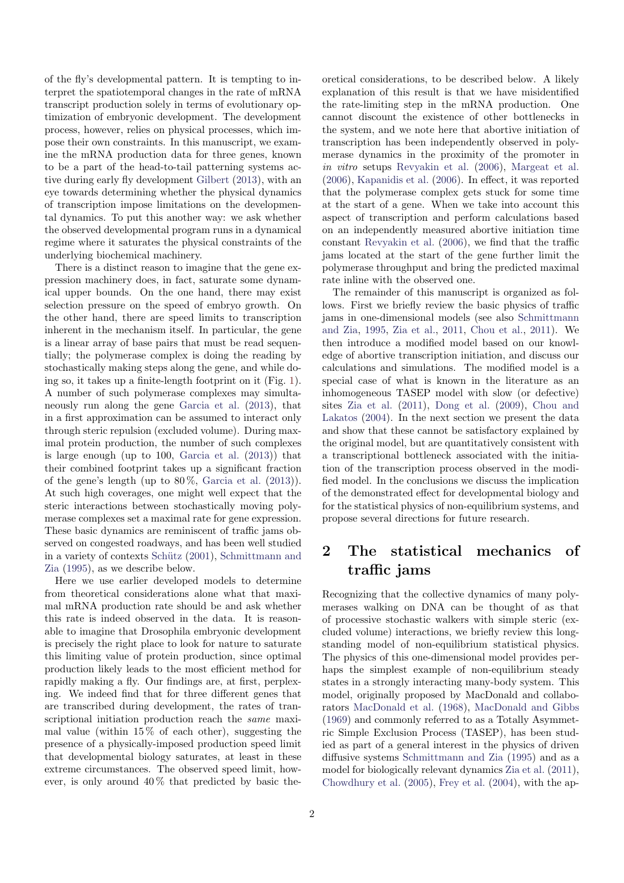of the fly's developmental pattern. It is tempting to interpret the spatiotemporal changes in the rate of mRNA transcript production solely in terms of evolutionary optimization of embryonic development. The development process, however, relies on physical processes, which impose their own constraints. In this manuscript, we examine the mRNA production data for three genes, known to be a part of the head-to-tail patterning systems active during early fly development Gilbert (2013), with an eye towards determining whether the physical dynamics of transcription impose limitations on the developmental dynamics. To put this another way: we ask whether the observed developmental program runs in a dynamical regime where it saturates the physical constraints of the underlying biochemical machinery.

There is a distinct reason to imagine that the gene expression machinery does, in fact, saturate some dynamical upper bounds. On the one hand, there may exist selection pressure on the speed of embryo growth. On the other hand, there are speed limits to transcription inherent in the mechanism itself. In particular, the gene is a linear array of base pairs that must be read sequentially; the polymerase complex is doing the reading by stochastically making steps along the gene, and while doing so, it takes up a finite-length footprint on it (Fig. 1). A number of such polymerase complexes may simultaneously run along the gene Garcia et al. (2013), that in a first approximation can be assumed to interact only through steric repulsion (excluded volume). During maximal protein production, the number of such complexes is large enough (up to 100, Garcia et al. (2013)) that their combined footprint takes up a significant fraction of the gene's length (up to 80 %, Garcia et al. (2013)). At such high coverages, one might well expect that the steric interactions between stochastically moving polymerase complexes set a maximal rate for gene expression. These basic dynamics are reminiscent of traffic jams observed on congested roadways, and has been well studied in a variety of contexts Schütz (2001), Schmittmann and Zia (1995), as we describe below.

Here we use earlier developed models to determine from theoretical considerations alone what that maximal mRNA production rate should be and ask whether this rate is indeed observed in the data. It is reasonable to imagine that Drosophila embryonic development is precisely the right place to look for nature to saturate this limiting value of protein production, since optimal production likely leads to the most efficient method for rapidly making a fly. Our findings are, at first, perplexing. We indeed find that for three different genes that are transcribed during development, the rates of transcriptional initiation production reach the *same* maximal value (within 15 % of each other), suggesting the presence of a physically-imposed production speed limit that developmental biology saturates, at least in these extreme circumstances. The observed speed limit, however, is only around 40 % that predicted by basic theoretical considerations, to be described below. A likely explanation of this result is that we have misidentified the rate-limiting step in the mRNA production. One cannot discount the existence of other bottlenecks in the system, and we note here that abortive initiation of transcription has been independently observed in polymerase dynamics in the proximity of the promoter in *in vitro* setups Revyakin et al. (2006), Margeat et al. (2006), Kapanidis et al. (2006). In effect, it was reported that the polymerase complex gets stuck for some time at the start of a gene. When we take into account this aspect of transcription and perform calculations based on an independently measured abortive initiation time constant Revyakin et al. (2006), we find that the traffic jams located at the start of the gene further limit the polymerase throughput and bring the predicted maximal rate inline with the observed one.

The remainder of this manuscript is organized as follows. First we briefly review the basic physics of traffic jams in one-dimensional models (see also Schmittmann and Zia, 1995, Zia et al., 2011, Chou et al., 2011). We then introduce a modified model based on our knowledge of abortive transcription initiation, and discuss our calculations and simulations. The modified model is a special case of what is known in the literature as an inhomogeneous TASEP model with slow (or defective) sites Zia et al. (2011), Dong et al. (2009), Chou and Lakatos (2004). In the next section we present the data and show that these cannot be satisfactory explained by the original model, but are quantitatively consistent with a transcriptional bottleneck associated with the initiation of the transcription process observed in the modified model. In the conclusions we discuss the implication of the demonstrated effect for developmental biology and for the statistical physics of non-equilibrium systems, and propose several directions for future research.

## 2 The statistical mechanics of traffic jams

Recognizing that the collective dynamics of many polymerases walking on DNA can be thought of as that of processive stochastic walkers with simple steric (excluded volume) interactions, we briefly review this long-standing model of non-equilibrium statistical physics. The physics of this one-dimensional model provides perhaps the simplest example of non-equilibrium steady states in a strongly interacting many-body system. This model, originally proposed by MacDonald and collaborators MacDonald et al. (1968), MacDonald and Gibbs (1969) and commonly referred to as a Totally Asymmetric Simple Exclusion Process (TASEP), has been studied as part of a general interest in the physics of driven diffusive systems Schmittmann and Zia (1995) and as a model for biologically relevant dynamics Zia et al. (2011), Chowdhury et al. (2005), Frey et al. (2004), with the ap-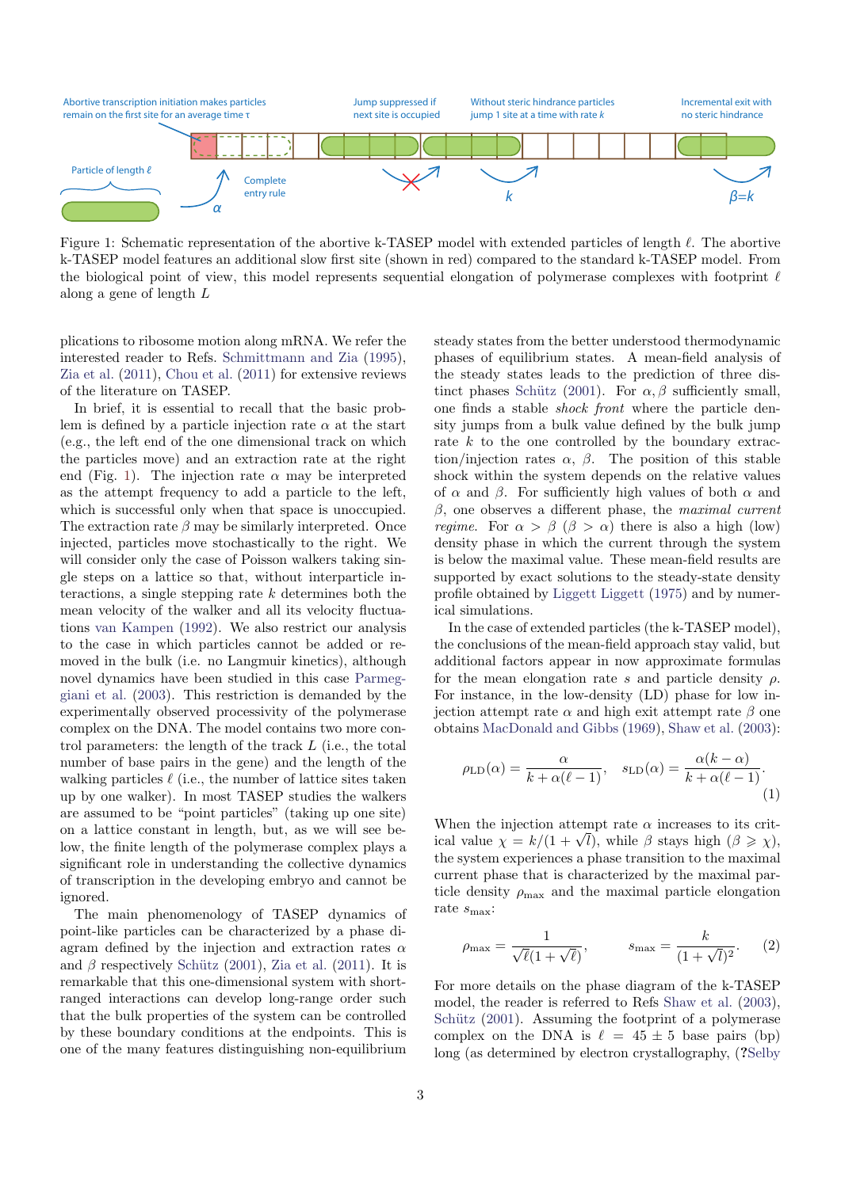Figure 1: Schematic representation of the abortive k-TASEP model with extended particles of length $\ell$. The abortive k-TASEP model features an additional slow first site (shown in red) compared to the standard k-TASEP model. From the biological point of view, this model represents sequential elongation of polymerase complexes with footprint $\ell$ along a gene of length $L$

plications to ribosome motion along mRNA. We refer the interested reader to Refs. Schmittmann and Zia (1995), Zia et al. (2011), Chou et al. (2011) for extensive reviews of the literature on TASEP.

In brief, it is essential to recall that the basic problem is defined by a particle injection rate $\alpha$ at the start (e.g., the left end of the one dimensional track on which the particles move) and an extraction rate at the right end (Fig. 1). The injection rate $\alpha$ may be interpreted as the attempt frequency to add a particle to the left, which is successful only when that space is unoccupied. The extraction rate $\beta$ may be similarly interpreted. Once injected, particles move stochastically to the right. We will consider only the case of Poisson walkers taking single steps on a lattice so that, without interparticle interactions, a single stepping rate $k$ determines both the mean velocity of the walker and all its velocity fluctuations van Kampen (1992). We also restrict our analysis to the case in which particles cannot be added or removed in the bulk (i.e. no Langmuir kinetics), although novel dynamics have been studied in this case Parmeggiani et al. (2003). This restriction is demanded by the experimentally observed processivity of the polymerase complex on the DNA. The model contains two more control parameters: the length of the track $L$ (i.e., the total number of base pairs in the gene) and the length of the walking particles $\ell$ (i.e., the number of lattice sites taken up by one walker). In most TASEP studies the walkers are assumed to be "point particles" (taking up one site) on a lattice constant in length, but, as we will see below, the finite length of the polymerase complex plays a significant role in understanding the collective dynamics of transcription in the developing embryo and cannot be ignored.

The main phenomenology of TASEP dynamics of point-like particles can be characterized by a phase diagram defined by the injection and extraction rates $\alpha$ and $\beta$ respectively Schütz (2001), Zia et al. (2011). It is remarkable that this one-dimensional system with short-ranged interactions can develop long-range order such that the bulk properties of the system can be controlled by these boundary conditions at the endpoints. This is one of the many features distinguishing non-equilibrium steady states from the better understood thermodynamic phases of equilibrium states. A mean-field analysis of the steady states leads to the prediction of three distinct phases Schütz (2001). For $\alpha, \beta$ sufficiently small, one finds a stable *shock front* where the particle density jumps from a bulk value defined by the bulk jump rate $k$ to the one controlled by the boundary extraction/injection rates $\alpha$, $\beta$. The position of this stable shock within the system depends on the relative values of $\alpha$ and $\beta$. For sufficiently high values of both $\alpha$ and $\beta$, one observes a different phase, the *maximal current regime*. For $\alpha > \beta$ ($\beta > \alpha$) there is also a high (low) density phase in which the current through the system is below the maximal value. These mean-field results are supported by exact solutions to the steady-state density profile obtained by Liggett Liggett (1975) and by numerical simulations.

In the case of extended particles (the k-TASEP model), the conclusions of the mean-field approach stay valid, but additional factors appear in now approximate formulas for the mean elongation rate $s$ and particle density $\rho$. For instance, in the low-density (LD) phase for low injection attempt rate $\alpha$ and high exit attempt rate $\beta$ one obtains MacDonald and Gibbs (1969), Shaw et al. (2003):

$$\rho_{\mathrm{LD}}(\alpha) = \frac{\alpha}{k + \alpha(\ell - 1)}, \quad s_{\mathrm{LD}}(\alpha) = \frac{\alpha(k - \alpha)}{k + \alpha(\ell - 1)}. \tag{1}$$

When the injection attempt rate $\alpha$ increases to its critical value $\chi = k/(1 + \sqrt{l})$, while $\beta$ stays high ($\beta \geqslant \chi$), the system experiences a phase transition to the maximal current phase that is characterized by the maximal particle density $\rho_{\max}$ and the maximal particle elongation rate $s_{\max}$:

$$\rho_{\max} = \frac{1}{\sqrt{\ell}(1 + \sqrt{\ell})}, \qquad s_{\max} = \frac{k}{(1 + \sqrt{l})^2}. \tag{2}$$

For more details on the phase diagram of the k-TASEP model, the reader is referred to Refs Shaw et al. (2003), Schütz (2001). Assuming the footprint of a polymerase complex on the DNA is $\ell = 45 \pm 5$ base pairs (bp) long (as determined by electron crystallography, (?Selby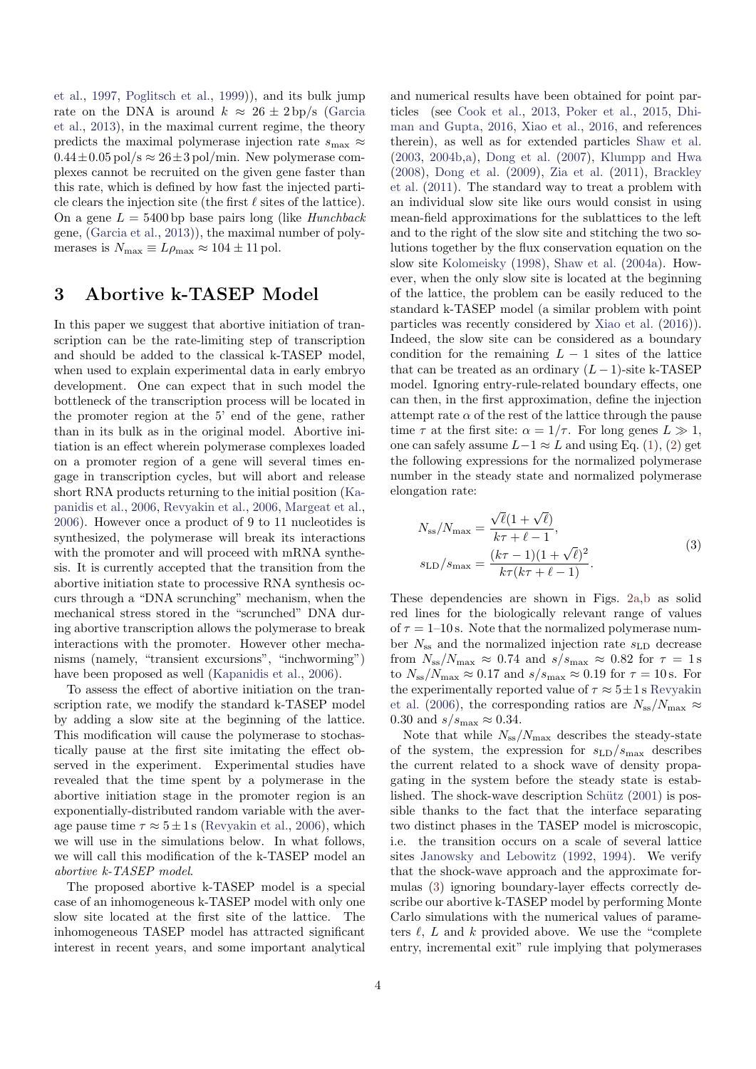et al., 1997, Poglitsch et al., 1999)), and its bulk jump rate on the DNA is around $k \approx 26 \pm 2$ bp/s (Garcia et al., 2013), in the maximal current regime, the theory predicts the maximal polymerase injection rate $s_{\max} \approx 0.44 \pm 0.05$ pol/s $\approx 26 \pm 3$ pol/min. New polymerase complexes cannot be recruited on the given gene faster than this rate, which is defined by how fast the injected particle clears the injection site (the first $\ell$ sites of the lattice). On a gene $L = 5400$ bp base pairs long (like *Hunchback* gene, (Garcia et al., 2013)), the maximal number of polymerases is $N_{\max} \equiv L\rho_{\max} \approx 104 \pm 11$ pol.

## 3 Abortive k-TASEP Model

In this paper we suggest that abortive initiation of transcription can be the rate-limiting step of transcription and should be added to the classical k-TASEP model, when used to explain experimental data in early embryo development. One can expect that in such model the bottleneck of the transcription process will be located in the promoter region at the 5' end of the gene, rather than in its bulk as in the original model. Abortive initiation is an effect wherein polymerase complexes loaded on a promoter region of a gene will several times engage in transcription cycles, but will abort and release short RNA products returning to the initial position (Kapanidis et al., 2006, Revyakin et al., 2006, Margeat et al., 2006). However once a product of 9 to 11 nucleotides is synthesized, the polymerase will break its interactions with the promoter and will proceed with mRNA synthesis. It is currently accepted that the transition from the abortive initiation state to processive RNA synthesis occurs through a "DNA scrunching" mechanism, when the mechanical stress stored in the "scrunched" DNA during abortive transcription allows the polymerase to break interactions with the promoter. However other mechanisms (namely, "transient excursions", "inchworming") have been proposed as well (Kapanidis et al., 2006).

To assess the effect of abortive initiation on the transcription rate, we modify the standard k-TASEP model by adding a slow site at the beginning of the lattice. This modification will cause the polymerase to stochastically pause at the first site imitating the effect observed in the experiment. Experimental studies have revealed that the time spent by a polymerase in the abortive initiation stage in the promoter region is an exponentially-distributed random variable with the average pause time $\tau \approx 5 \pm 1$ s (Revyakin et al., 2006), which we will use in the simulations below. In what follows, we will call this modification of the k-TASEP model an *abortive k-TASEP model*.

The proposed abortive k-TASEP model is a special case of an inhomogeneous k-TASEP model with only one slow site located at the first site of the lattice. The inhomogeneous TASEP model has attracted significant interest in recent years, and some important analytical and numerical results have been obtained for point particles (see Cook et al., 2013, Poker et al., 2015, Dhiman and Gupta, 2016, Xiao et al., 2016, and references therein), as well as for extended particles Shaw et al. (2003, 2004b,a), Dong et al. (2007), Klumpp and Hwa (2008), Dong et al. (2009), Zia et al. (2011), Brackley et al. (2011). The standard way to treat a problem with an individual slow site like ours would consist in using mean-field approximations for the sublattices to the left and to the right of the slow site and stitching the two solutions together by the flux conservation equation on the slow site Kolomeisky (1998), Shaw et al. (2004a). However, when the only slow site is located at the beginning of the lattice, the problem can be easily reduced to the standard k-TASEP model (a similar problem with point particles was recently considered by Xiao et al. (2016)). Indeed, the slow site can be considered as a boundary condition for the remaining $L-1$ sites of the lattice that can be treated as an ordinary $(L-1)$-site k-TASEP model. Ignoring entry-rule-related boundary effects, one can then, in the first approximation, define the injection attempt rate $\alpha$ of the rest of the lattice through the pause time $\tau$ at the first site: $\alpha = 1/\tau$. For long genes $L \gg 1$, one can safely assume $L-1 \approx L$ and using Eq. (1), (2) get the following expressions for the normalized polymerase number in the steady state and normalized polymerase elongation rate:

$$
\begin{aligned}
N_{\mathrm{ss}}/N_{\max} &= \frac{\sqrt{\ell}(1+\sqrt{\ell})}{k\tau + \ell - 1}, \\
s_{\mathrm{LD}}/s_{\max} &= \frac{(k\tau - 1)(1+\sqrt{\ell})^2}{k\tau(k\tau + \ell - 1)}.
\end{aligned}
\tag{3}
$$

These dependencies are shown in Figs. 2a,b as solid red lines for the biologically relevant range of values of $\tau = 1$–$10$ s. Note that the normalized polymerase number $N_{\mathrm{ss}}$ and the normalized injection rate $s_{\mathrm{LD}}$ decrease from $N_{\mathrm{ss}}/N_{\max} \approx 0.74$ and $s/s_{\max} \approx 0.82$ for $\tau = 1$ s to $N_{\mathrm{ss}}/N_{\max} \approx 0.17$ and $s/s_{\max} \approx 0.19$ for $\tau = 10$ s. For the experimentally reported value of $\tau \approx 5 \pm 1$ s Revyakin et al. (2006), the corresponding ratios are $N_{\mathrm{ss}}/N_{\max} \approx 0.30$ and $s/s_{\max} \approx 0.34$.

Note that while $N_{\mathrm{ss}}/N_{\max}$ describes the steady-state of the system, the expression for $s_{\mathrm{LD}}/s_{\max}$ describes the current related to a shock wave of density propagating in the system before the steady state is established. The shock-wave description Schütz (2001) is possible thanks to the fact that the interface separating two distinct phases in the TASEP model is microscopic, i.e. the transition occurs on a scale of several lattice sites Janowsky and Lebowitz (1992, 1994). We verify that the shock-wave approach and the approximate formulas (3) ignoring boundary-layer effects correctly describe our abortive k-TASEP model by performing Monte Carlo simulations with the numerical values of parameters $\ell$, $L$ and $k$ provided above. We use the "complete entry, incremental exit" rule implying that polymerases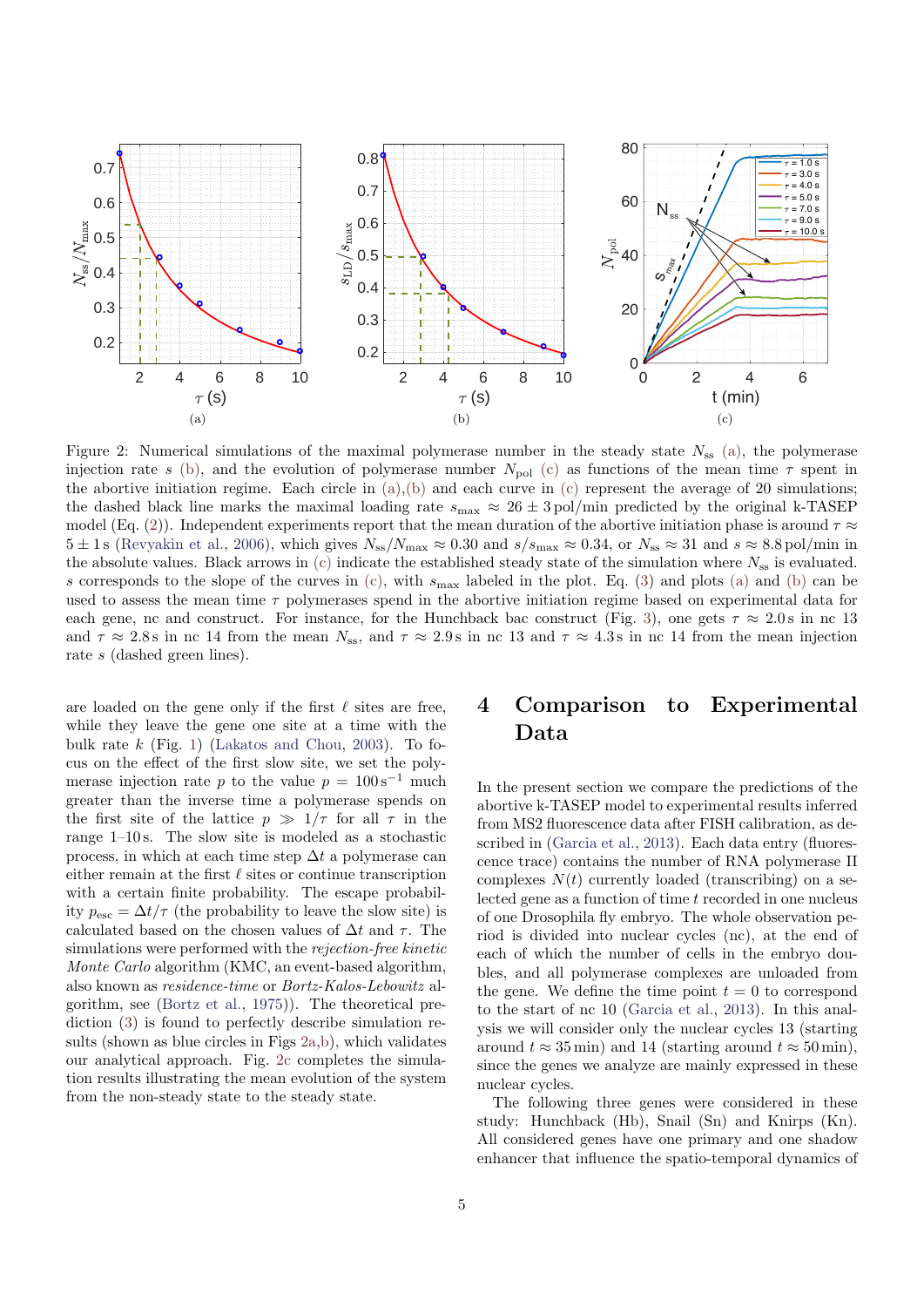Figure 2: Numerical simulations of the maximal polymerase number in the steady state $N_{\rm ss}$ (a), the polymerase injection rate $s$ (b), and the evolution of polymerase number $N_{\rm pol}$ (c) as functions of the mean time $\tau$ spent in the abortive initiation regime. Each circle in (a),(b) and each curve in (c) represent the average of 20 simulations; the dashed black line marks the maximal loading rate $s_{\rm max} \approx 26 \pm 3\,$pol/min predicted by the original k-TASEP model (Eq. (2)). Independent experiments report that the mean duration of the abortive initiation phase is around $\tau \approx 5 \pm 1\,$s (Revyakin et al., 2006), which gives $N_{\rm ss}/N_{\rm max} \approx 0.30$ and $s/s_{\rm max} \approx 0.34$, or $N_{\rm ss} \approx 31$ and $s \approx 8.8\,$pol/min in the absolute values. Black arrows in (c) indicate the established steady state of the simulation where $N_{\rm ss}$ is evaluated. $s$ corresponds to the slope of the curves in (c), with $s_{\rm max}$ labeled in the plot. Eq. (3) and plots (a) and (b) can be used to assess the mean time $\tau$ polymerases spend in the abortive initiation regime based on experimental data for each gene, nc and construct. For instance, for the Hunchback bac construct (Fig. 3), one gets $\tau \approx 2.0\,$s in nc 13 and $\tau \approx 2.8\,$s in nc 14 from the mean $N_{\rm ss}$, and $\tau \approx 2.9\,$s in nc 13 and $\tau \approx 4.3\,$s in nc 14 from the mean injection rate $s$ (dashed green lines).

are loaded on the gene only if the first $\ell$ sites are free, while they leave the gene one site at a time with the bulk rate $k$ (Fig. 1) (Lakatos and Chou, 2003). To focus on the effect of the first slow site, we set the polymerase injection rate $p$ to the value $p = 100\,{\rm s}^{-1}$ much greater than the inverse time a polymerase spends on the first site of the lattice $p \gg 1/\tau$ for all $\tau$ in the range 1–10 s. The slow site is modeled as a stochastic process, in which at each time step $\Delta t$ a polymerase can either remain at the first $\ell$ sites or continue transcription with a certain finite probability. The escape probability $p_{\rm esc} = \Delta t/\tau$ (the probability to leave the slow site) is calculated based on the chosen values of $\Delta t$ and $\tau$. The simulations were performed with the *rejection-free kinetic Monte Carlo* algorithm (KMC, an event-based algorithm, also known as *residence-time* or *Bortz-Kalos-Lebowitz* algorithm, see (Bortz et al., 1975)). The theoretical prediction (3) is found to perfectly describe simulation results (shown as blue circles in Figs 2a,b), which validates our analytical approach. Fig. 2c completes the simulation results illustrating the mean evolution of the system from the non-steady state to the steady state.

# 4 Comparison to Experimental Data

In the present section we compare the predictions of the abortive k-TASEP model to experimental results inferred from MS2 fluorescence data after FISH calibration, as described in (Garcia et al., 2013). Each data entry (fluorescence trace) contains the number of RNA polymerase II complexes $N(t)$ currently loaded (transcribing) on a selected gene as a function of time $t$ recorded in one nucleus of one Drosophila fly embryo. The whole observation period is divided into nuclear cycles (nc), at the end of each of which the number of cells in the embryo doubles, and all polymerase complexes are unloaded from the gene. We define the time point $t = 0$ to correspond to the start of nc 10 (Garcia et al., 2013). In this analysis we will consider only the nuclear cycles 13 (starting around $t \approx 35\,$min) and 14 (starting around $t \approx 50\,$min), since the genes we analyze are mainly expressed in these nuclear cycles.

The following three genes were considered in these study: Hunchback (Hb), Snail (Sn) and Knirps (Kn). All considered genes have one primary and one shadow enhancer that influence the spatio-temporal dynamics of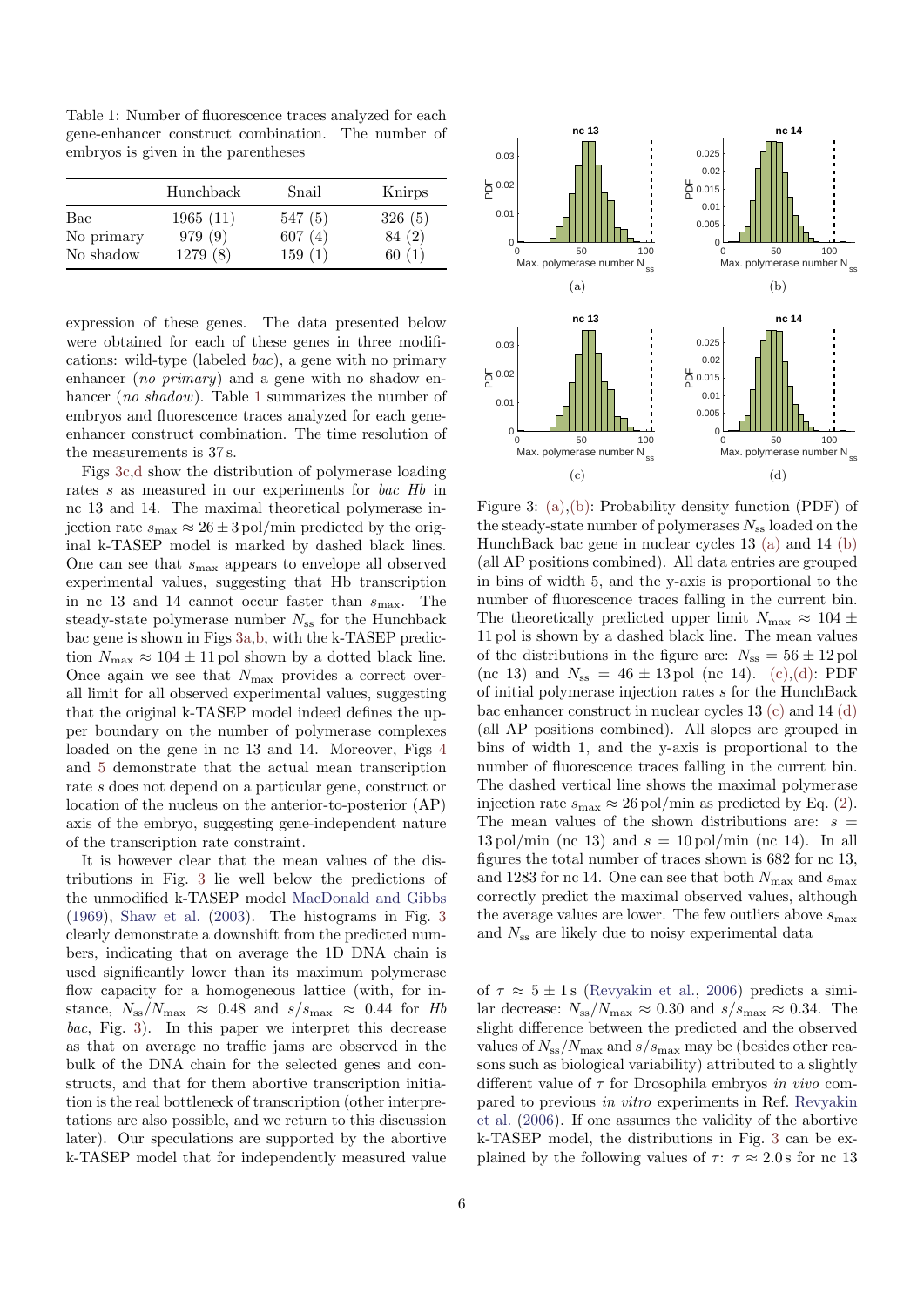Table 1: Number of fluorescence traces analyzed for each gene-enhancer construct combination. The number of embryos is given in the parentheses

| | Hunchback | Snail | Knirps |
|---|---|---|---|
| Bac | 1965 (11) | 547 (5) | 326 (5) |
| No primary | 979 (9) | 607 (4) | 84 (2) |
| No shadow | 1279 (8) | 159 (1) | 60 (1) |

expression of these genes. The data presented below were obtained for each of these genes in three modifications: wild-type (labeled *bac*), a gene with no primary enhancer (*no primary*) and a gene with no shadow enhancer (*no shadow*). Table 1 summarizes the number of embryos and fluorescence traces analyzed for each gene-enhancer construct combination. The time resolution of the measurements is 37 s.

Figs 3c,d show the distribution of polymerase loading rates $s$ as measured in our experiments for *bac Hb* in nc 13 and 14. The maximal theoretical polymerase injection rate $s_{\max} \approx 26 \pm 3$ pol/min predicted by the original k-TASEP model is marked by dashed black lines. One can see that $s_{\max}$ appears to envelope all observed experimental values, suggesting that Hb transcription in nc 13 and 14 cannot occur faster than $s_{\max}$. The steady-state polymerase number $N_{\text{ss}}$ for the Hunchback bac gene is shown in Figs 3a,b, with the k-TASEP prediction $N_{\max} \approx 104 \pm 11$ pol shown by a dotted black line. Once again we see that $N_{\max}$ provides a correct overall limit for all observed experimental values, suggesting that the original k-TASEP model indeed defines the upper boundary on the number of polymerase complexes loaded on the gene in nc 13 and 14. Moreover, Figs 4 and 5 demonstrate that the actual mean transcription rate $s$ does not depend on a particular gene, construct or location of the nucleus on the anterior-to-posterior (AP) axis of the embryo, suggesting gene-independent nature of the transcription rate constraint.

It is however clear that the mean values of the distributions in Fig. 3 lie well below the predictions of the unmodified k-TASEP model MacDonald and Gibbs (1969), Shaw et al. (2003). The histograms in Fig. 3 clearly demonstrate a downshift from the predicted numbers, indicating that on average the 1D DNA chain is used significantly lower than its maximum polymerase flow capacity for a homogeneous lattice (with, for instance, $N_{\text{ss}}/N_{\max} \approx 0.48$ and $s/s_{\max} \approx 0.44$ for *Hb bac*, Fig. 3). In this paper we interpret this decrease as that on average no traffic jams are observed in the bulk of the DNA chain for the selected genes and constructs, and that for them abortive transcription initiation is the real bottleneck of transcription (other interpretations are also possible, and we return to this discussion later). Our speculations are supported by the abortive k-TASEP model that for independently measured value of $\tau \approx 5 \pm 1$ s (Revyakin et al., 2006) predicts a similar decrease: $N_{\text{ss}}/N_{\max} \approx 0.30$ and $s/s_{\max} \approx 0.34$. The slight difference between the predicted and the observed values of $N_{\text{ss}}/N_{\max}$ and $s/s_{\max}$ may be (besides other reasons such as biological variability) attributed to a slightly different value of $\tau$ for Drosophila embryos *in vivo* compared to previous *in vitro* experiments in Ref. Revyakin et al. (2006). If one assumes the validity of the abortive k-TASEP model, the distributions in Fig. 3 can be explained by the following values of $\tau$: $\tau \approx 2.0$ s for nc 13

Figure 3: (a),(b): Probability density function (PDF) of the steady-state number of polymerases $N_{\text{ss}}$ loaded on the HunchBack bac gene in nuclear cycles 13 (a) and 14 (b) (all AP positions combined). All data entries are grouped in bins of width 5, and the y-axis is proportional to the number of fluorescence traces falling in the current bin. The theoretically predicted upper limit $N_{\max} \approx 104 \pm 11$ pol is shown by a dashed black line. The mean values of the distributions in the figure are: $N_{\text{ss}} = 56 \pm 12$ pol (nc 13) and $N_{\text{ss}} = 46 \pm 13$ pol (nc 14). (c),(d): PDF of initial polymerase injection rates $s$ for the HunchBack bac enhancer construct in nuclear cycles 13 (c) and 14 (d) (all AP positions combined). All slopes are grouped in bins of width 1, and the y-axis is proportional to the number of fluorescence traces falling in the current bin. The dashed vertical line shows the maximal polymerase injection rate $s_{\max} \approx 26$ pol/min as predicted by Eq. (2). The mean values of the shown distributions are: $s = 13$ pol/min (nc 13) and $s = 10$ pol/min (nc 14). In all figures the total number of traces shown is 682 for nc 13, and 1283 for nc 14. One can see that both $N_{\max}$ and $s_{\max}$ correctly predict the maximal observed values, although the average values are lower. The few outliers above $s_{\max}$ and $N_{\text{ss}}$ are likely due to noisy experimental data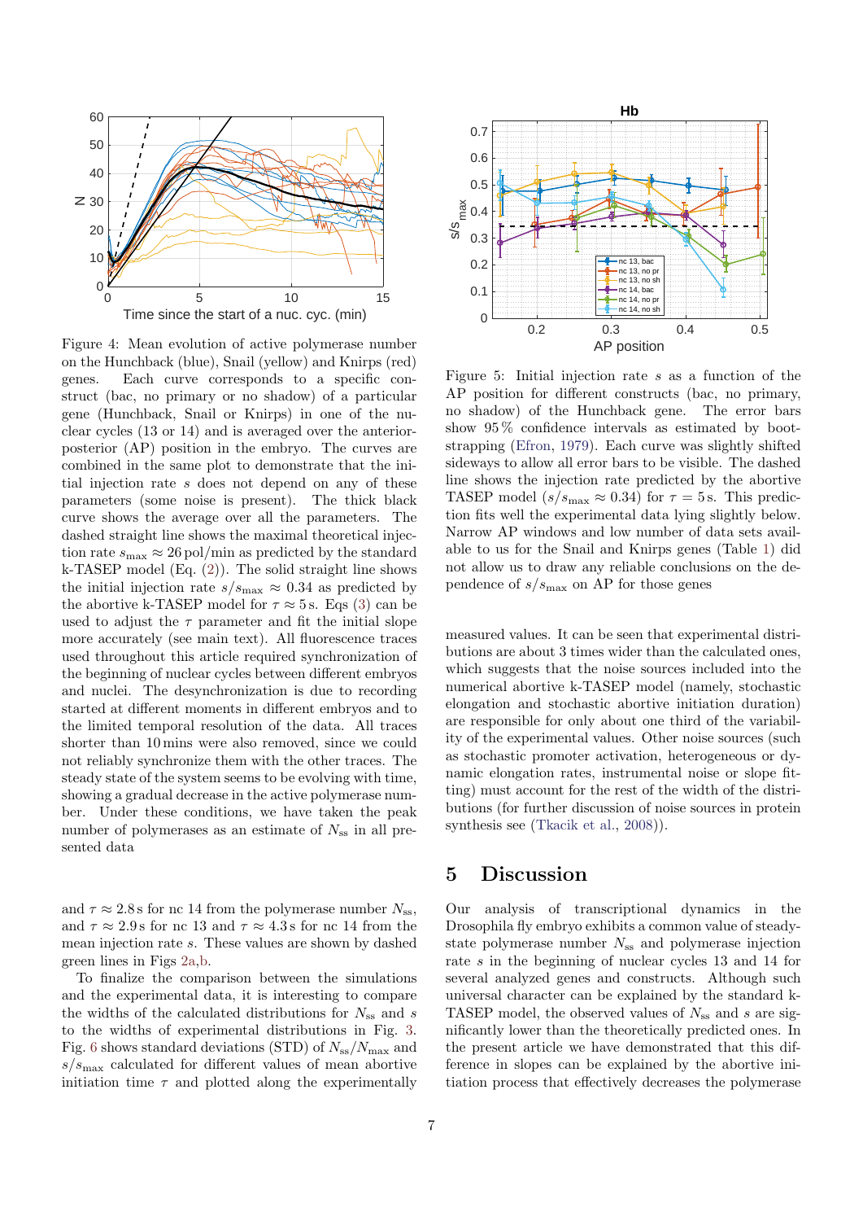Figure 4: Mean evolution of active polymerase number on the Hunchback (blue), Snail (yellow) and Knirps (red) genes. Each curve corresponds to a specific construct (bac, no primary or no shadow) of a particular gene (Hunchback, Snail or Knirps) in one of the nuclear cycles (13 or 14) and is averaged over the anterior-posterior (AP) position in the embryo. The curves are combined in the same plot to demonstrate that the initial injection rate $s$ does not depend on any of these parameters (some noise is present). The thick black curve shows the average over all the parameters. The dashed straight line shows the maximal theoretical injection rate $s_{\max} \approx 26\,\mathrm{pol/min}$ as predicted by the standard k-TASEP model (Eq. (2)). The solid straight line shows the initial injection rate $s/s_{\max} \approx 0.34$ as predicted by the abortive k-TASEP model for $\tau \approx 5\,\mathrm{s}$. Eqs (3) can be used to adjust the $\tau$ parameter and fit the initial slope more accurately (see main text). All fluorescence traces used throughout this article required synchronization of the beginning of nuclear cycles between different embryos and nuclei. The desynchronization is due to recording started at different moments in different embryos and to the limited temporal resolution of the data. All traces shorter than 10 mins were also removed, since we could not reliably synchronize them with the other traces. The steady state of the system seems to be evolving with time, showing a gradual decrease in the active polymerase number. Under these conditions, we have taken the peak number of polymerases as an estimate of $N_{\mathrm{ss}}$ in all presented data

Figure 5: Initial injection rate $s$ as a function of the AP position for different constructs (bac, no primary, no shadow) of the Hunchback gene. The error bars show 95 % confidence intervals as estimated by bootstrapping (Efron, 1979). Each curve was slightly shifted sideways to allow all error bars to be visible. The dashed line shows the injection rate predicted by the abortive TASEP model ($s/s_{\max} \approx 0.34$) for $\tau = 5\,\mathrm{s}$. This prediction fits well the experimental data lying slightly below. Narrow AP windows and low number of data sets available to us for the Snail and Knirps genes (Table 1) did not allow us to draw any reliable conclusions on the dependence of $s/s_{\max}$ on AP for those genes

and $\tau \approx 2.8\,\mathrm{s}$ for nc 14 from the polymerase number $N_{\mathrm{ss}}$, and $\tau \approx 2.9\,\mathrm{s}$ for nc 13 and $\tau \approx 4.3\,\mathrm{s}$ for nc 14 from the mean injection rate $s$. These values are shown by dashed green lines in Figs 2a,b.

To finalize the comparison between the simulations and the experimental data, it is interesting to compare the widths of the calculated distributions for $N_{\mathrm{ss}}$ and $s$ to the widths of experimental distributions in Fig. 3. Fig. 6 shows standard deviations (STD) of $N_{\mathrm{ss}}/N_{\max}$ and $s/s_{\max}$ calculated for different values of mean abortive initiation time $\tau$ and plotted along the experimentally measured values. It can be seen that experimental distributions are about 3 times wider than the calculated ones, which suggests that the noise sources included into the numerical abortive k-TASEP model (namely, stochastic elongation and stochastic abortive initiation duration) are responsible for only about one third of the variability of the experimental values. Other noise sources (such as stochastic promoter activation, heterogeneous or dynamic elongation rates, instrumental noise or slope fitting) must account for the rest of the width of the distributions (for further discussion of noise sources in protein synthesis see (Tkacik et al., 2008)).

## 5 Discussion

Our analysis of transcriptional dynamics in the Drosophila fly embryo exhibits a common value of steady-state polymerase number $N_{\mathrm{ss}}$ and polymerase injection rate $s$ in the beginning of nuclear cycles 13 and 14 for several analyzed genes and constructs. Although such universal character can be explained by the standard k-TASEP model, the observed values of $N_{\mathrm{ss}}$ and $s$ are significantly lower than the theoretically predicted ones. In the present article we have demonstrated that this difference in slopes can be explained by the abortive initiation process that effectively decreases the polymerase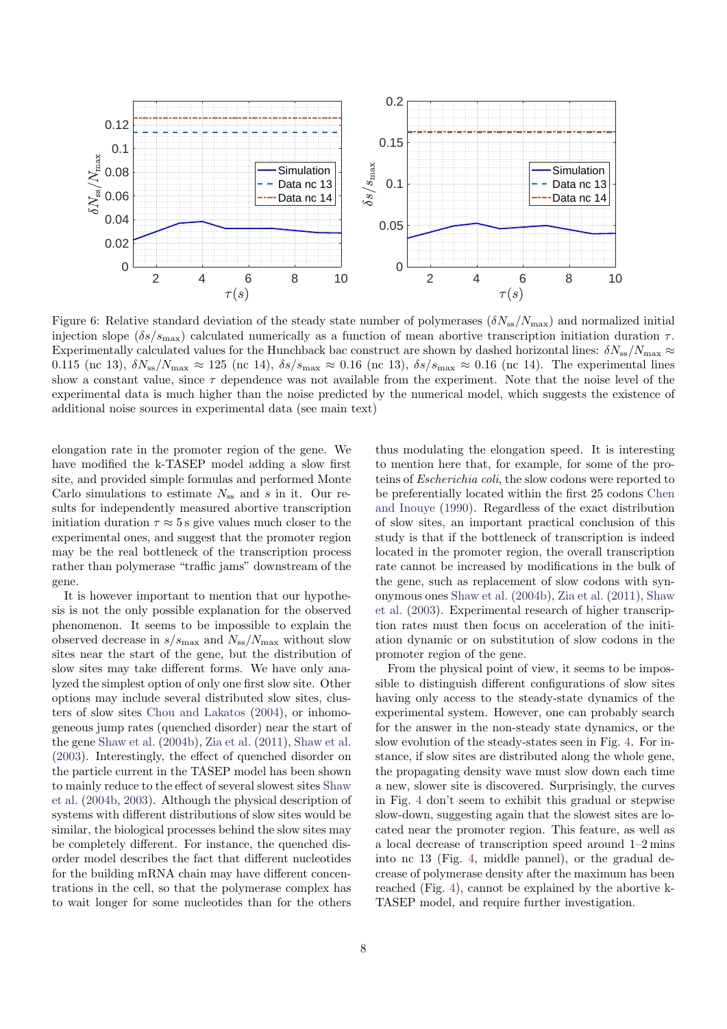Figure 6: Relative standard deviation of the steady state number of polymerases ($\delta N_{\rm ss}/N_{\max}$) and normalized initial injection slope ($\delta s/s_{\max}$) calculated numerically as a function of mean abortive transcription initiation duration $\tau$. Experimentally calculated values for the Hunchback bac construct are shown by dashed horizontal lines: $\delta N_{\rm ss}/N_{\max} \approx 0.115$ (nc 13), $\delta N_{\rm ss}/N_{\max} \approx 125$ (nc 14), $\delta s/s_{\max} \approx 0.16$ (nc 13), $\delta s/s_{\max} \approx 0.16$ (nc 14). The experimental lines show a constant value, since $\tau$ dependence was not available from the experiment. Note that the noise level of the experimental data is much higher than the noise predicted by the numerical model, which suggests the existence of additional noise sources in experimental data (see main text)

elongation rate in the promoter region of the gene. We have modified the k-TASEP model adding a slow first site, and provided simple formulas and performed Monte Carlo simulations to estimate $N_{\rm ss}$ and $s$ in it. Our results for independently measured abortive transcription initiation duration $\tau \approx 5\,$s give values much closer to the experimental ones, and suggest that the promoter region may be the real bottleneck of the transcription process rather than polymerase "traffic jams" downstream of the gene.

It is however important to mention that our hypothesis is not the only possible explanation for the observed phenomenon. It seems to be impossible to explain the observed decrease in $s/s_{\max}$ and $N_{\rm ss}/N_{\max}$ without slow sites near the start of the gene, but the distribution of slow sites may take different forms. We have only analyzed the simplest option of only one first slow site. Other options may include several distributed slow sites, clusters of slow sites Chou and Lakatos (2004), or inhomogeneous jump rates (quenched disorder) near the start of the gene Shaw et al. (2004b), Zia et al. (2011), Shaw et al. (2003). Interestingly, the effect of quenched disorder on the particle current in the TASEP model has been shown to mainly reduce to the effect of several slowest sites Shaw et al. (2004b, 2003). Although the physical description of systems with different distributions of slow sites would be similar, the biological processes behind the slow sites may be completely different. For instance, the quenched disorder model describes the fact that different nucleotides for the building mRNA chain may have different concentrations in the cell, so that the polymerase complex has to wait longer for some nucleotides than for the others thus modulating the elongation speed. It is interesting to mention here that, for example, for some of the proteins of *Escherichia coli*, the slow codons were reported to be preferentially located within the first 25 codons Chen and Inouye (1990). Regardless of the exact distribution of slow sites, an important practical conclusion of this study is that if the bottleneck of transcription is indeed located in the promoter region, the overall transcription rate cannot be increased by modifications in the bulk of the gene, such as replacement of slow codons with synonymous ones Shaw et al. (2004b), Zia et al. (2011), Shaw et al. (2003). Experimental research of higher transcription rates must then focus on acceleration of the initiation dynamic or on substitution of slow codons in the promoter region of the gene.

From the physical point of view, it seems to be impossible to distinguish different configurations of slow sites having only access to the steady-state dynamics of the experimental system. However, one can probably search for the answer in the non-steady state dynamics, or the slow evolution of the steady-states seen in Fig. 4. For instance, if slow sites are distributed along the whole gene, the propagating density wave must slow down each time a new, slower site is discovered. Surprisingly, the curves in Fig. 4 don't seem to exhibit this gradual or stepwise slow-down, suggesting again that the slowest sites are located near the promoter region. This feature, as well as a local decrease of transcription speed around 1–2 mins into nc 13 (Fig. 4, middle pannel), or the gradual decrease of polymerase density after the maximum has been reached (Fig. 4), cannot be explained by the abortive k-TASEP model, and require further investigation.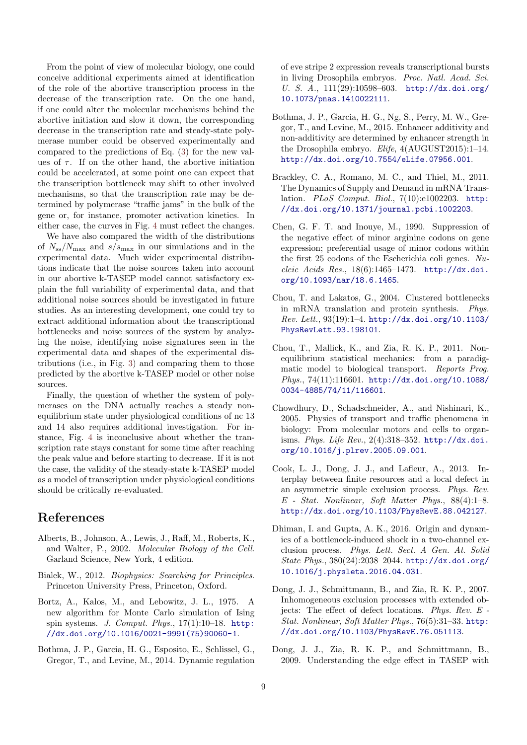From the point of view of molecular biology, one could conceive additional experiments aimed at identification of the role of the abortive transcription process in the decrease of the transcription rate. On the one hand, if one could alter the molecular mechanisms behind the abortive initiation and slow it down, the corresponding decrease in the transcription rate and steady-state polymerase number could be observed experimentally and compared to the predictions of Eq. (3) for the new values of $\tau$. If on the other hand, the abortive initiation could be accelerated, at some point one can expect that the transcription bottleneck may shift to other involved mechanisms, so that the transcription rate may be determined by polymerase "traffic jams" in the bulk of the gene or, for instance, promoter activation kinetics. In either case, the curves in Fig. 4 must reflect the changes.

We have also compared the width of the distributions of $N_{\mathrm{ss}}/N_{\mathrm{max}}$ and $s/s_{\mathrm{max}}$ in our simulations and in the experimental data. Much wider experimental distributions indicate that the noise sources taken into account in our abortive k-TASEP model cannot satisfactory explain the full variability of experimental data, and that additional noise sources should be investigated in future studies. As an interesting development, one could try to extract additional information about the transcriptional bottlenecks and noise sources of the system by analyzing the noise, identifying noise signatures seen in the experimental data and shapes of the experimental distributions (i.e., in Fig. 3) and comparing them to those predicted by the abortive k-TASEP model or other noise sources.

Finally, the question of whether the system of polymerases on the DNA actually reaches a steady non-equilibrium state under physiological conditions of nc 13 and 14 also requires additional investigation. For instance, Fig. 4 is inconclusive about whether the transcription rate stays constant for some time after reaching the peak value and before starting to decrease. If it is not the case, the validity of the steady-state k-TASEP model as a model of transcription under physiological conditions should be critically re-evaluated.

## References

Alberts, B., Johnson, A., Lewis, J., Raff, M., Roberts, K., and Walter, P., 2002. *Molecular Biology of the Cell*. Garland Science, New York, 4 edition.

Bialek, W., 2012. *Biophysics: Searching for Principles*. Princeton University Press, Princeton, Oxford.

Bortz, A., Kalos, M., and Lebowitz, J. L., 1975. A new algorithm for Monte Carlo simulation of Ising spin systems. *J. Comput. Phys.*, 17(1):10–18. http://dx.doi.org/10.1016/0021-9991(75)90060-1.

Bothma, J. P., Garcia, H. G., Esposito, E., Schlissel, G., Gregor, T., and Levine, M., 2014. Dynamic regulation of eve stripe 2 expression reveals transcriptional bursts in living Drosophila embryos. *Proc. Natl. Acad. Sci. U. S. A.*, 111(29):10598–603. http://dx.doi.org/10.1073/pnas.1410022111.

Bothma, J. P., Garcia, H. G., Ng, S., Perry, M. W., Gregor, T., and Levine, M., 2015. Enhancer additivity and non-additivity are determined by enhancer strength in the Drosophila embryo. *Elife*, 4(AUGUST2015):1–14. http://dx.doi.org/10.7554/eLife.07956.001.

Brackley, C. A., Romano, M. C., and Thiel, M., 2011. The Dynamics of Supply and Demand in mRNA Translation. *PLoS Comput. Biol.*, 7(10):e1002203. http://dx.doi.org/10.1371/journal.pcbi.1002203.

Chen, G. F. T. and Inouye, M., 1990. Suppression of the negative effect of minor arginine codons on gene expression; preferential usage of minor codons within the first 25 codons of the Escherichia coli genes. *Nucleic Acids Res.*, 18(6):1465–1473. http://dx.doi.org/10.1093/nar/18.6.1465.

Chou, T. and Lakatos, G., 2004. Clustered bottlenecks in mRNA translation and protein synthesis. *Phys. Rev. Lett.*, 93(19):1–4. http://dx.doi.org/10.1103/PhysRevLett.93.198101.

Chou, T., Mallick, K., and Zia, R. K. P., 2011. Non-equilibrium statistical mechanics: from a paradigmatic model to biological transport. *Reports Prog. Phys.*, 74(11):116601. http://dx.doi.org/10.1088/0034-4885/74/11/116601.

Chowdhury, D., Schadschneider, A., and Nishinari, K., 2005. Physics of transport and traffic phenomena in biology: From molecular motors and cells to organisms. *Phys. Life Rev.*, 2(4):318–352. http://dx.doi.org/10.1016/j.plrev.2005.09.001.

Cook, L. J., Dong, J. J., and Lafleur, A., 2013. Interplay between finite resources and a local defect in an asymmetric simple exclusion process. *Phys. Rev. E - Stat. Nonlinear, Soft Matter Phys.*, 88(4):1–8. http://dx.doi.org/10.1103/PhysRevE.88.042127.

Dhiman, I. and Gupta, A. K., 2016. Origin and dynamics of a bottleneck-induced shock in a two-channel exclusion process. *Phys. Lett. Sect. A Gen. At. Solid State Phys.*, 380(24):2038–2044. http://dx.doi.org/10.1016/j.physleta.2016.04.031.

Dong, J. J., Schmittmann, B., and Zia, R. K. P., 2007. Inhomogeneous exclusion processes with extended objects: The effect of defect locations. *Phys. Rev. E - Stat. Nonlinear, Soft Matter Phys.*, 76(5):31–33. http://dx.doi.org/10.1103/PhysRevE.76.051113.

Dong, J. J., Zia, R. K. P., and Schmittmann, B., 2009. Understanding the edge effect in TASEP with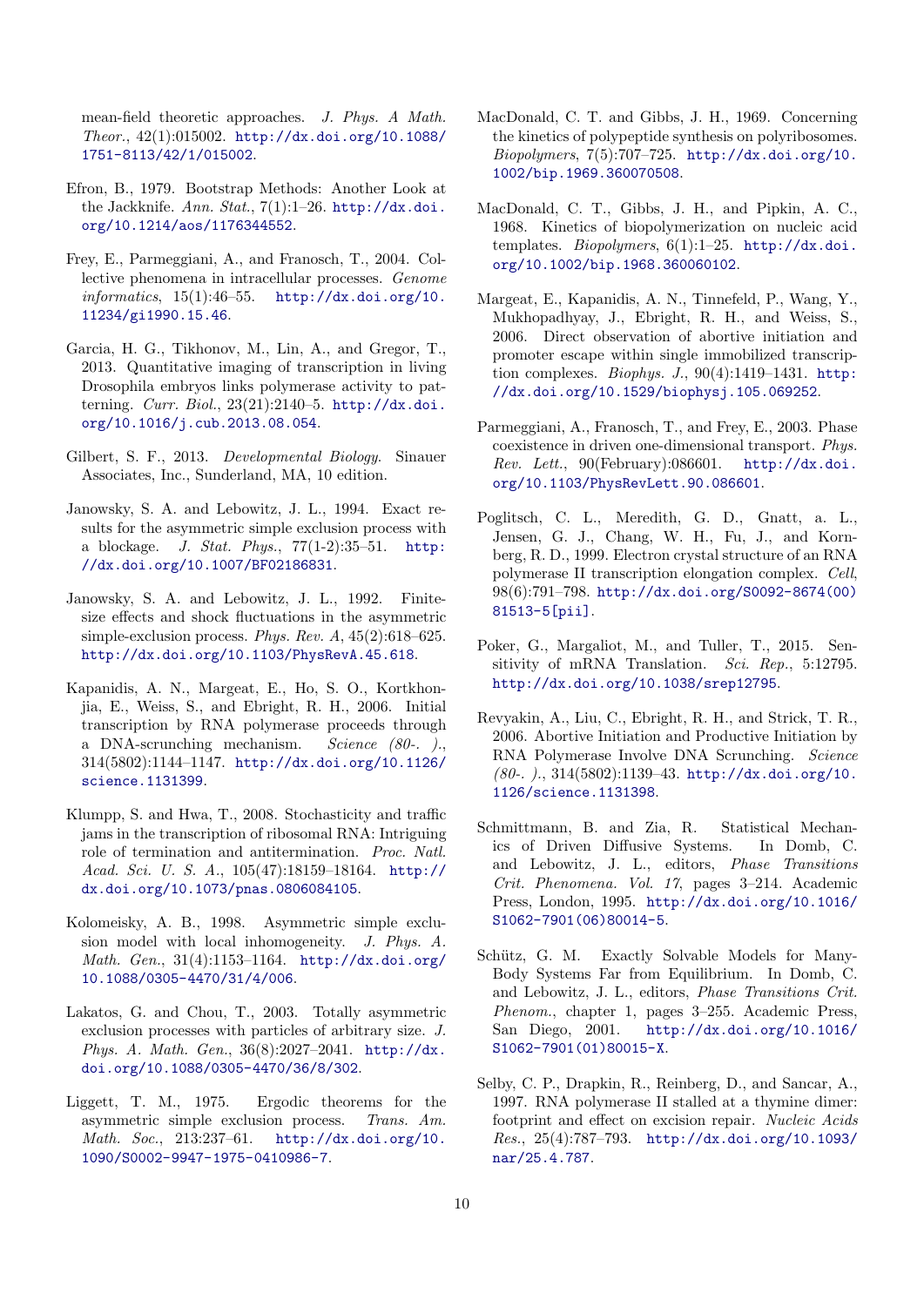mean-field theoretic approaches. *J. Phys. A Math. Theor.*, 42(1):015002. http://dx.doi.org/10.1088/1751-8113/42/1/015002.

Efron, B., 1979. Bootstrap Methods: Another Look at the Jackknife. *Ann. Stat.*, 7(1):1–26. http://dx.doi.org/10.1214/aos/1176344552.

Frey, E., Parmeggiani, A., and Franosch, T., 2004. Collective phenomena in intracellular processes. *Genome informatics*, 15(1):46–55. http://dx.doi.org/10.11234/gi1990.15.46.

Garcia, H. G., Tikhonov, M., Lin, A., and Gregor, T., 2013. Quantitative imaging of transcription in living Drosophila embryos links polymerase activity to patterning. *Curr. Biol.*, 23(21):2140–5. http://dx.doi.org/10.1016/j.cub.2013.08.054.

Gilbert, S. F., 2013. *Developmental Biology*. Sinauer Associates, Inc., Sunderland, MA, 10 edition.

Janowsky, S. A. and Lebowitz, J. L., 1994. Exact results for the asymmetric simple exclusion process with a blockage. *J. Stat. Phys.*, 77(1-2):35–51. http://dx.doi.org/10.1007/BF02186831.

Janowsky, S. A. and Lebowitz, J. L., 1992. Finite-size effects and shock fluctuations in the asymmetric simple-exclusion process. *Phys. Rev. A*, 45(2):618–625. http://dx.doi.org/10.1103/PhysRevA.45.618.

Kapanidis, A. N., Margeat, E., Ho, S. O., Kortkhonjia, E., Weiss, S., and Ebright, R. H., 2006. Initial transcription by RNA polymerase proceeds through a DNA-scrunching mechanism. *Science (80-. ).*, 314(5802):1144–1147. http://dx.doi.org/10.1126/science.1131399.

Klumpp, S. and Hwa, T., 2008. Stochasticity and traffic jams in the transcription of ribosomal RNA: Intriguing role of termination and antitermination. *Proc. Natl. Acad. Sci. U. S. A.*, 105(47):18159–18164. http://dx.doi.org/10.1073/pnas.0806084105.

Kolomeisky, A. B., 1998. Asymmetric simple exclusion model with local inhomogeneity. *J. Phys. A. Math. Gen.*, 31(4):1153–1164. http://dx.doi.org/10.1088/0305-4470/31/4/006.

Lakatos, G. and Chou, T., 2003. Totally asymmetric exclusion processes with particles of arbitrary size. *J. Phys. A. Math. Gen.*, 36(8):2027–2041. http://dx.doi.org/10.1088/0305-4470/36/8/302.

Liggett, T. M., 1975. Ergodic theorems for the asymmetric simple exclusion process. *Trans. Am. Math. Soc.*, 213:237–61. http://dx.doi.org/10.1090/S0002-9947-1975-0410986-7.

MacDonald, C. T. and Gibbs, J. H., 1969. Concerning the kinetics of polypeptide synthesis on polyribosomes. *Biopolymers*, 7(5):707–725. http://dx.doi.org/10.1002/bip.1969.360070508.

MacDonald, C. T., Gibbs, J. H., and Pipkin, A. C., 1968. Kinetics of biopolymerization on nucleic acid templates. *Biopolymers*, 6(1):1–25. http://dx.doi.org/10.1002/bip.1968.360060102.

Margeat, E., Kapanidis, A. N., Tinnefeld, P., Wang, Y., Mukhopadhyay, J., Ebright, R. H., and Weiss, S., 2006. Direct observation of abortive initiation and promoter escape within single immobilized transcription complexes. *Biophys. J.*, 90(4):1419–1431. http://dx.doi.org/10.1529/biophysj.105.069252.

Parmeggiani, A., Franosch, T., and Frey, E., 2003. Phase coexistence in driven one-dimensional transport. *Phys. Rev. Lett.*, 90(February):086601. http://dx.doi.org/10.1103/PhysRevLett.90.086601.

Poglitsch, C. L., Meredith, G. D., Gnatt, a. L., Jensen, G. J., Chang, W. H., Fu, J., and Kornberg, R. D., 1999. Electron crystal structure of an RNA polymerase II transcription elongation complex. *Cell*, 98(6):791–798. http://dx.doi.org/S0092-8674(00)81513-5[pii].

Poker, G., Margaliot, M., and Tuller, T., 2015. Sensitivity of mRNA Translation. *Sci. Rep.*, 5:12795. http://dx.doi.org/10.1038/srep12795.

Revyakin, A., Liu, C., Ebright, R. H., and Strick, T. R., 2006. Abortive Initiation and Productive Initiation by RNA Polymerase Involve DNA Scrunching. *Science (80-. ).*, 314(5802):1139–43. http://dx.doi.org/10.1126/science.1131398.

Schmittmann, B. and Zia, R. Statistical Mechanics of Driven Diffusive Systems. In Domb, C. and Lebowitz, J. L., editors, *Phase Transitions Crit. Phenomena. Vol. 17*, pages 3–214. Academic Press, London, 1995. http://dx.doi.org/10.1016/S1062-7901(06)80014-5.

Schütz, G. M. Exactly Solvable Models for Many-Body Systems Far from Equilibrium. In Domb, C. and Lebowitz, J. L., editors, *Phase Transitions Crit. Phenom.*, chapter 1, pages 3–255. Academic Press, San Diego, 2001. http://dx.doi.org/10.1016/S1062-7901(01)80015-X.

Selby, C. P., Drapkin, R., Reinberg, D., and Sancar, A., 1997. RNA polymerase II stalled at a thymine dimer: footprint and effect on excision repair. *Nucleic Acids Res.*, 25(4):787–793. http://dx.doi.org/10.1093/nar/25.4.787.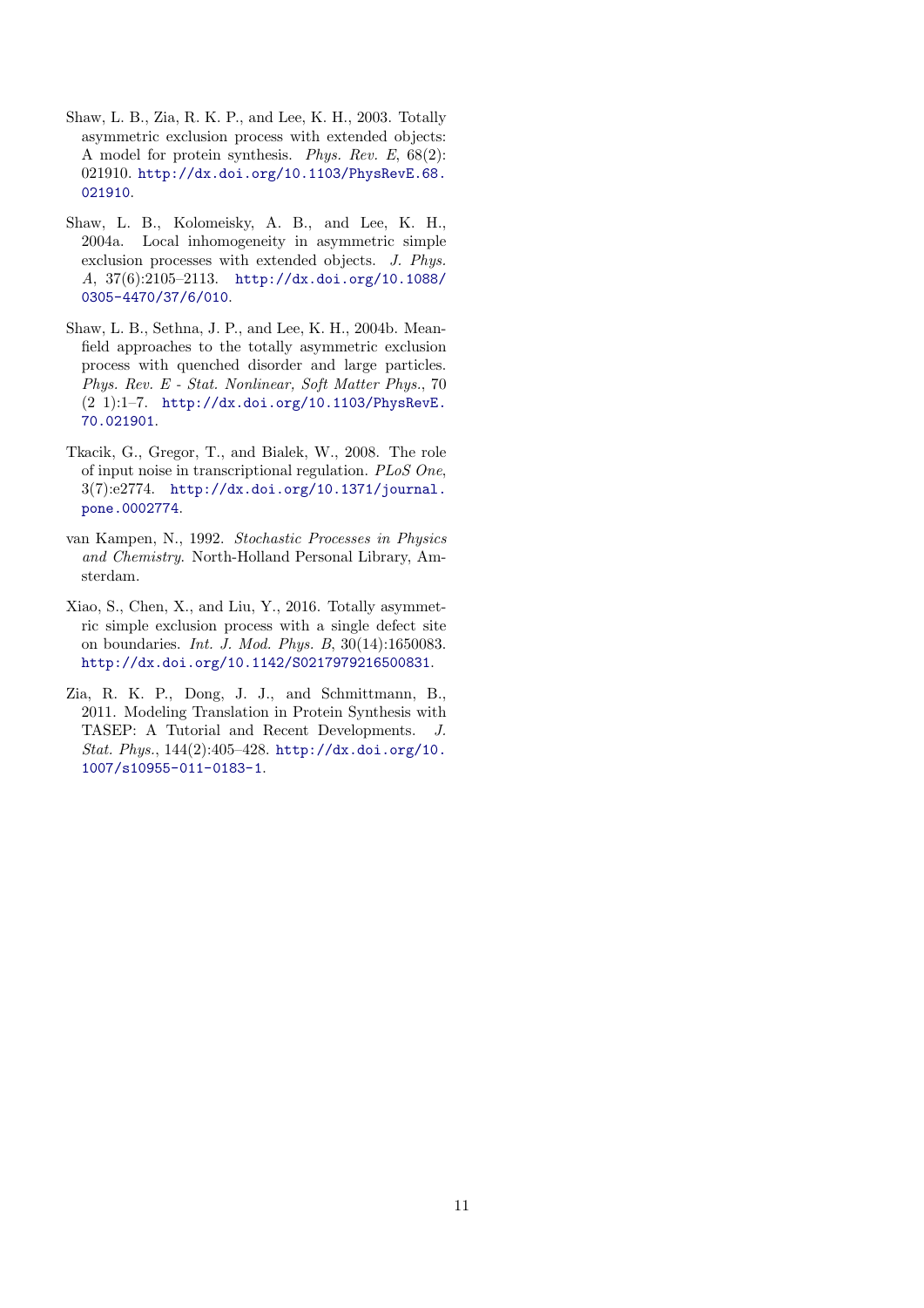Shaw, L. B., Zia, R. K. P., and Lee, K. H., 2003. Totally asymmetric exclusion process with extended objects: A model for protein synthesis. *Phys. Rev. E*, 68(2): 021910. http://dx.doi.org/10.1103/PhysRevE.68.021910.

Shaw, L. B., Kolomeisky, A. B., and Lee, K. H., 2004a. Local inhomogeneity in asymmetric simple exclusion processes with extended objects. *J. Phys. A*, 37(6):2105–2113. http://dx.doi.org/10.1088/0305-4470/37/6/010.

Shaw, L. B., Sethna, J. P., and Lee, K. H., 2004b. Mean-field approaches to the totally asymmetric exclusion process with quenched disorder and large particles. *Phys. Rev. E - Stat. Nonlinear, Soft Matter Phys.*, 70 (2 1):1–7. http://dx.doi.org/10.1103/PhysRevE.70.021901.

Tkacik, G., Gregor, T., and Bialek, W., 2008. The role of input noise in transcriptional regulation. *PLoS One*, 3(7):e2774. http://dx.doi.org/10.1371/journal.pone.0002774.

van Kampen, N., 1992. *Stochastic Processes in Physics and Chemistry*. North-Holland Personal Library, Amsterdam.

Xiao, S., Chen, X., and Liu, Y., 2016. Totally asymmetric simple exclusion process with a single defect site on boundaries. *Int. J. Mod. Phys. B*, 30(14):1650083. http://dx.doi.org/10.1142/S0217979216500831.

Zia, R. K. P., Dong, J. J., and Schmittmann, B., 2011. Modeling Translation in Protein Synthesis with TASEP: A Tutorial and Recent Developments. *J. Stat. Phys.*, 144(2):405–428. http://dx.doi.org/10.1007/s10955-011-0183-1.